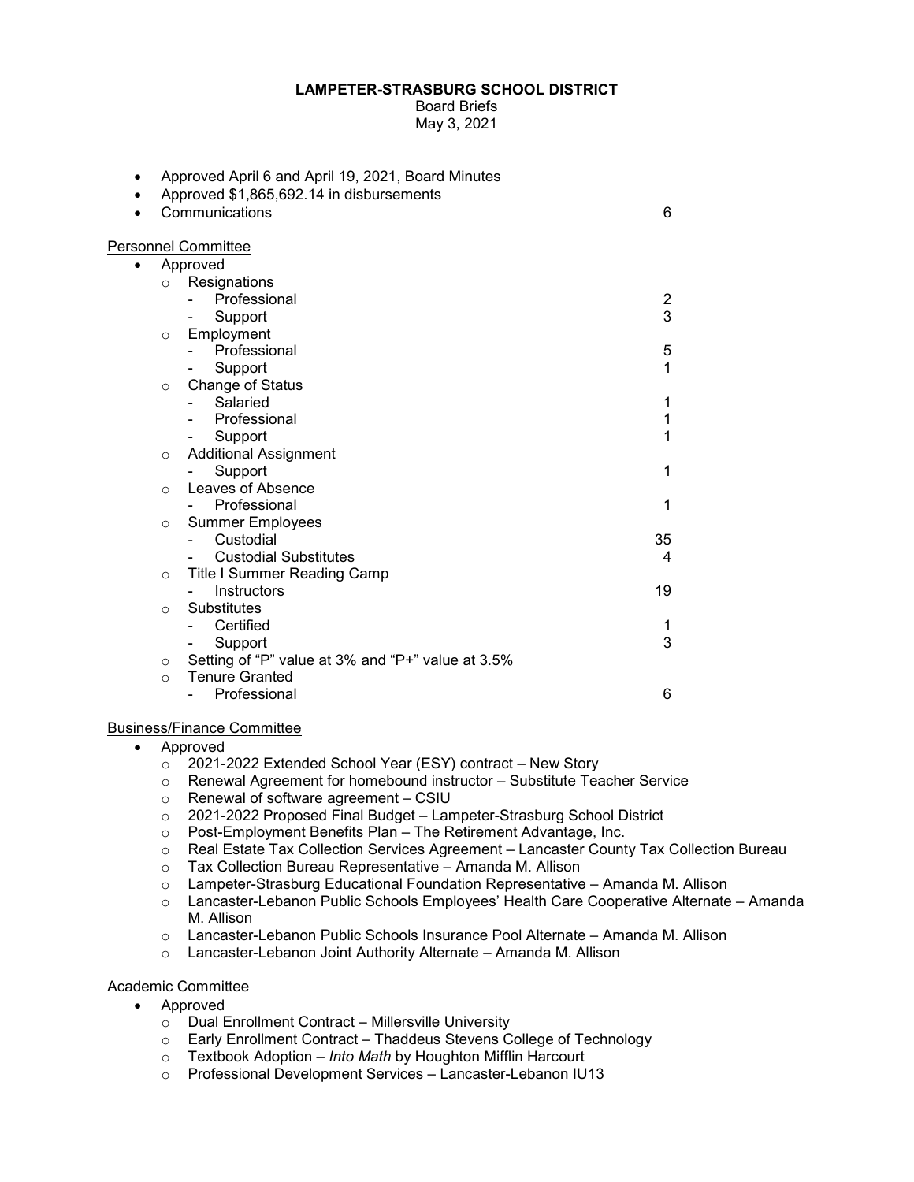**LAMPETER-STRASBURG SCHOOL DISTRICT**

Board Briefs

May 3, 2021

- Approved April 6 and April 19, 2021, Board Minutes
- Approved $1,865,692.14 in disbursements
- Communications 6

Personnel Committee

- Approved
  - Resignations
    - Professional 2
    - Support 3
  - Employment
    - Professional 5
    - Support 1
  - Change of Status
    - Salaried 1
    - Professional 1
    - Support 1
  - Additional Assignment
    - Support 1
  - Leaves of Absence
    - Professional 1
  - Summer Employees
    - Custodial 35
    - Custodial Substitutes 4
  - Title I Summer Reading Camp
    - Instructors 19
  - Substitutes
    - Certified 1
    - Support 3
  - Setting of "P" value at 3% and "P+" value at 3.5%
  - Tenure Granted
    - Professional 6

Business/Finance Committee

- Approved
  - 2021-2022 Extended School Year (ESY) contract – New Story
  - Renewal Agreement for homebound instructor – Substitute Teacher Service
  - Renewal of software agreement – CSIU
  - 2021-2022 Proposed Final Budget – Lampeter-Strasburg School District
  - Post-Employment Benefits Plan – The Retirement Advantage, Inc.
  - Real Estate Tax Collection Services Agreement – Lancaster County Tax Collection Bureau
  - Tax Collection Bureau Representative – Amanda M. Allison
  - Lampeter-Strasburg Educational Foundation Representative – Amanda M. Allison
  - Lancaster-Lebanon Public Schools Employees' Health Care Cooperative Alternate – Amanda M. Allison
  - Lancaster-Lebanon Public Schools Insurance Pool Alternate – Amanda M. Allison
  - Lancaster-Lebanon Joint Authority Alternate – Amanda M. Allison

Academic Committee

- Approved
  - Dual Enrollment Contract – Millersville University
  - Early Enrollment Contract – Thaddeus Stevens College of Technology
  - Textbook Adoption – *Into Math* by Houghton Mifflin Harcourt
  - Professional Development Services – Lancaster-Lebanon IU13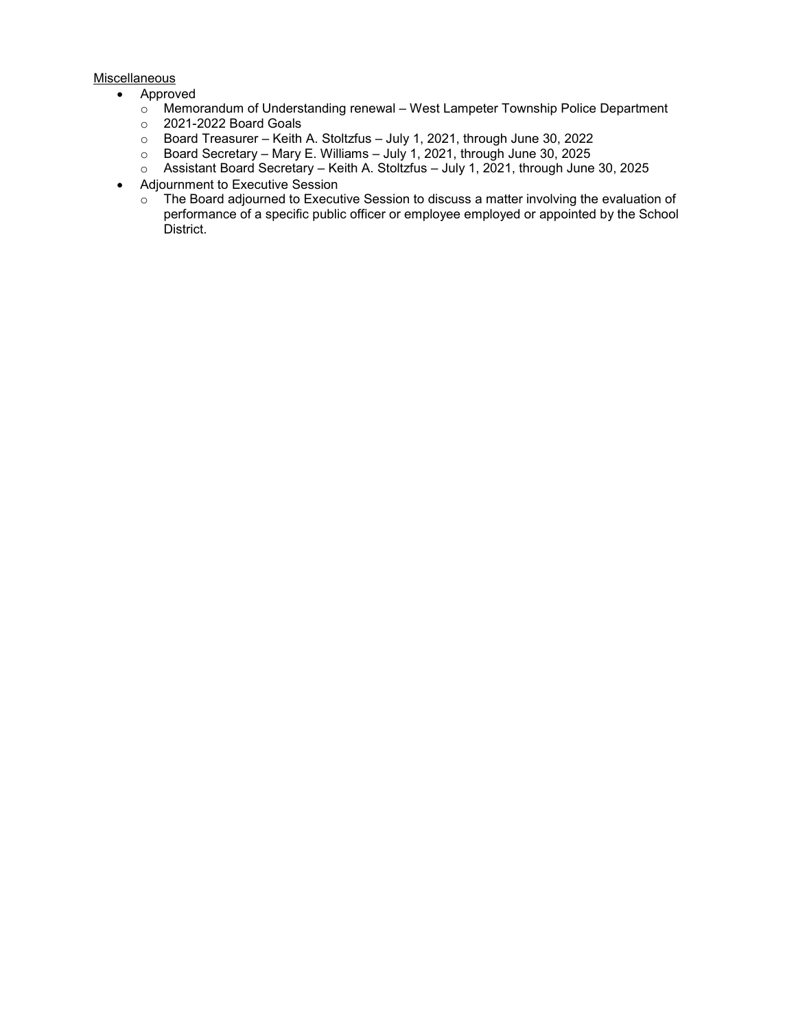<u>Miscellaneous</u>

- Approved
  - Memorandum of Understanding renewal – West Lampeter Township Police Department
  - 2021-2022 Board Goals
  - Board Treasurer – Keith A. Stoltzfus – July 1, 2021, through June 30, 2022
  - Board Secretary – Mary E. Williams – July 1, 2021, through June 30, 2025
  - Assistant Board Secretary – Keith A. Stoltzfus – July 1, 2021, through June 30, 2025
- Adjournment to Executive Session
  - The Board adjourned to Executive Session to discuss a matter involving the evaluation of performance of a specific public officer or employee employed or appointed by the School District.